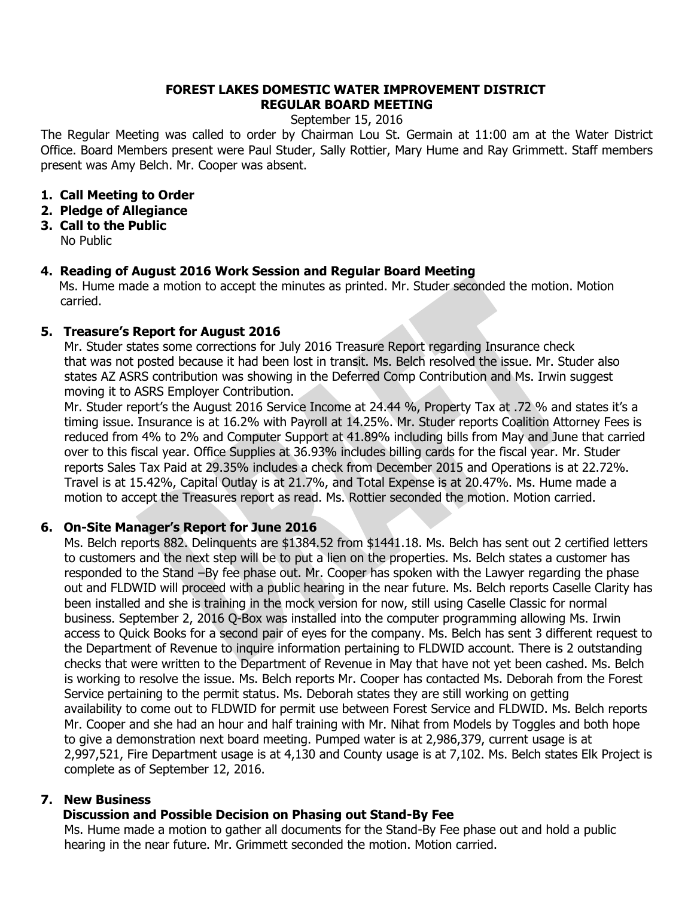**FOREST LAKES DOMESTIC WATER IMPROVEMENT DISTRICT**
**REGULAR BOARD MEETING**

September 15, 2016

The Regular Meeting was called to order by Chairman Lou St. Germain at 11:00 am at the Water District Office. Board Members present were Paul Studer, Sally Rottier, Mary Hume and Ray Grimmett. Staff members present was Amy Belch. Mr. Cooper was absent.

1. **Call Meeting to Order**
2. **Pledge of Allegiance**
3. **Call to the Public**
   No Public
4. **Reading of August 2016 Work Session and Regular Board Meeting**
   Ms. Hume made a motion to accept the minutes as printed. Mr. Studer seconded the motion. Motion carried.
5. **Treasure's Report for August 2016**
   Mr. Studer states some corrections for July 2016 Treasure Report regarding Insurance check that was not posted because it had been lost in transit. Ms. Belch resolved the issue. Mr. Studer also states AZ ASRS contribution was showing in the Deferred Comp Contribution and Ms. Irwin suggest moving it to ASRS Employer Contribution.
   Mr. Studer report's the August 2016 Service Income at 24.44 %, Property Tax at .72 % and states it's a timing issue. Insurance is at 16.2% with Payroll at 14.25%. Mr. Studer reports Coalition Attorney Fees is reduced from 4% to 2% and Computer Support at 41.89% including bills from May and June that carried over to this fiscal year. Office Supplies at 36.93% includes billing cards for the fiscal year. Mr. Studer reports Sales Tax Paid at 29.35% includes a check from December 2015 and Operations is at 22.72%. Travel is at 15.42%, Capital Outlay is at 21.7%, and Total Expense is at 20.47%. Ms. Hume made a motion to accept the Treasures report as read. Ms. Rottier seconded the motion. Motion carried.
6. **On-Site Manager's Report for June 2016**
   Ms. Belch reports 882. Delinquents are $1384.52 from $1441.18. Ms. Belch has sent out 2 certified letters to customers and the next step will be to put a lien on the properties. Ms. Belch states a customer has responded to the Stand –By fee phase out. Mr. Cooper has spoken with the Lawyer regarding the phase out and FLDWID will proceed with a public hearing in the near future. Ms. Belch reports Caselle Clarity has been installed and she is training in the mock version for now, still using Caselle Classic for normal business. September 2, 2016 Q-Box was installed into the computer programming allowing Ms. Irwin access to Quick Books for a second pair of eyes for the company. Ms. Belch has sent 3 different request to the Department of Revenue to inquire information pertaining to FLDWID account. There is 2 outstanding checks that were written to the Department of Revenue in May that have not yet been cashed. Ms. Belch is working to resolve the issue. Ms. Belch reports Mr. Cooper has contacted Ms. Deborah from the Forest Service pertaining to the permit status. Ms. Deborah states they are still working on getting availability to come out to FLDWID for permit use between Forest Service and FLDWID. Ms. Belch reports Mr. Cooper and she had an hour and half training with Mr. Nihat from Models by Toggles and both hope to give a demonstration next board meeting. Pumped water is at 2,986,379, current usage is at 2,997,521, Fire Department usage is at 4,130 and County usage is at 7,102. Ms. Belch states Elk Project is complete as of September 12, 2016.
7. **New Business**
   **Discussion and Possible Decision on Phasing out Stand-By Fee**
   Ms. Hume made a motion to gather all documents for the Stand-By Fee phase out and hold a public hearing in the near future. Mr. Grimmett seconded the motion. Motion carried.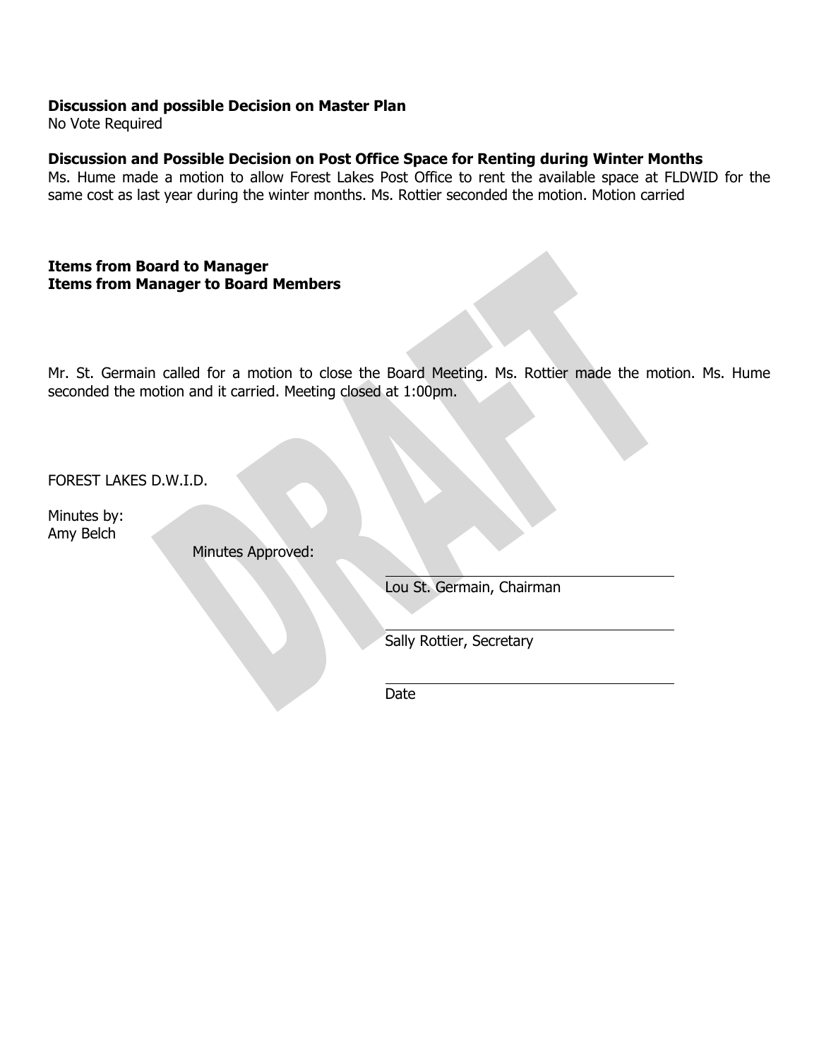**Discussion and possible Decision on Master Plan**
No Vote Required

**Discussion and Possible Decision on Post Office Space for Renting during Winter Months**
Ms. Hume made a motion to allow Forest Lakes Post Office to rent the available space at FLDWID for the same cost as last year during the winter months. Ms. Rottier seconded the motion. Motion carried

**Items from Board to Manager**
**Items from Manager to Board Members**

Mr. St. Germain called for a motion to close the Board Meeting. Ms. Rottier made the motion. Ms. Hume seconded the motion and it carried. Meeting closed at 1:00pm.

FOREST LAKES D.W.I.D.

Minutes by:
Amy Belch

Minutes Approved:

Lou St. Germain, Chairman

Sally Rottier, Secretary

Date